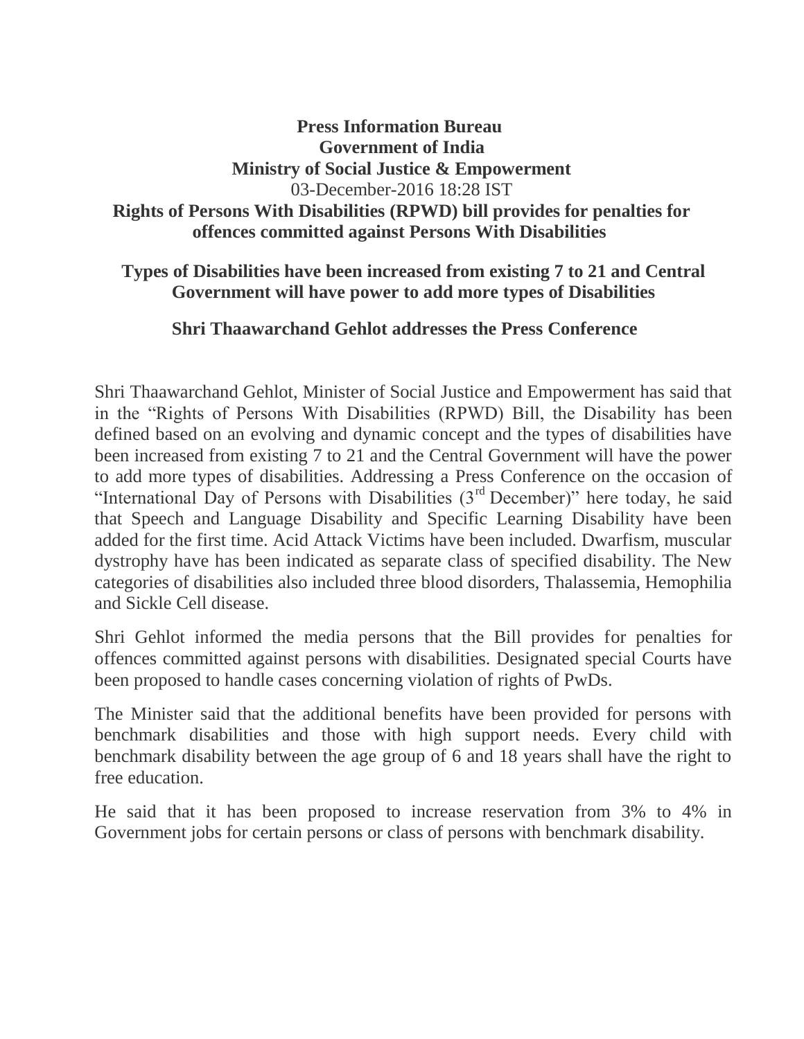**Press Information Bureau**
**Government of India**
**Ministry of Social Justice & Empowerment**
03-December-2016 18:28 IST

# Rights of Persons With Disabilities (RPWD) bill provides for penalties for offences committed against Persons With Disabilities

## Types of Disabilities have been increased from existing 7 to 21 and Central Government will have power to add more types of Disabilities

### Shri Thaawarchand Gehlot addresses the Press Conference

Shri Thaawarchand Gehlot, Minister of Social Justice and Empowerment has said that in the "Rights of Persons With Disabilities (RPWD) Bill, the Disability has been defined based on an evolving and dynamic concept and the types of disabilities have been increased from existing 7 to 21 and the Central Government will have the power to add more types of disabilities. Addressing a Press Conference on the occasion of "International Day of Persons with Disabilities (3rd December)" here today, he said that Speech and Language Disability and Specific Learning Disability have been added for the first time. Acid Attack Victims have been included. Dwarfism, muscular dystrophy have has been indicated as separate class of specified disability. The New categories of disabilities also included three blood disorders, Thalassemia, Hemophilia and Sickle Cell disease.

Shri Gehlot informed the media persons that the Bill provides for penalties for offences committed against persons with disabilities. Designated special Courts have been proposed to handle cases concerning violation of rights of PwDs.

The Minister said that the additional benefits have been provided for persons with benchmark disabilities and those with high support needs. Every child with benchmark disability between the age group of 6 and 18 years shall have the right to free education.

He said that it has been proposed to increase reservation from 3% to 4% in Government jobs for certain persons or class of persons with benchmark disability.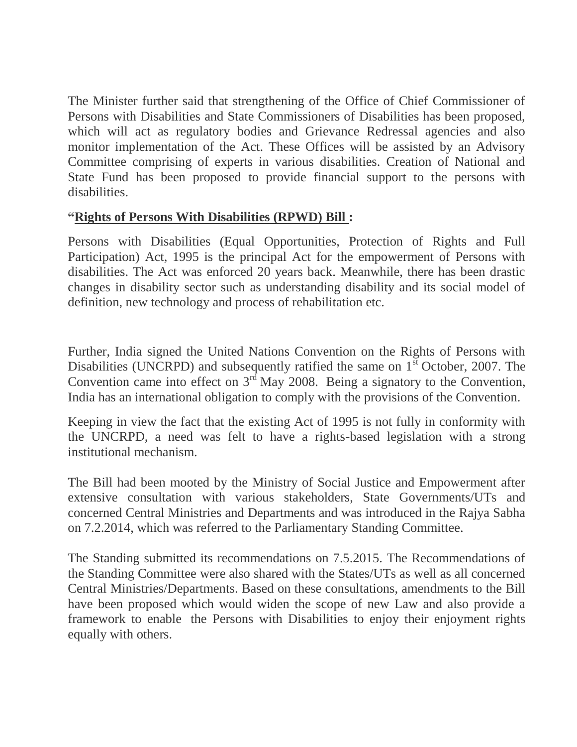The Minister further said that strengthening of the Office of Chief Commissioner of Persons with Disabilities and State Commissioners of Disabilities has been proposed, which will act as regulatory bodies and Grievance Redressal agencies and also monitor implementation of the Act. These Offices will be assisted by an Advisory Committee comprising of experts in various disabilities. Creation of National and State Fund has been proposed to provide financial support to the persons with disabilities.

**"Rights of Persons With Disabilities (RPWD) Bill :**

Persons with Disabilities (Equal Opportunities, Protection of Rights and Full Participation) Act, 1995 is the principal Act for the empowerment of Persons with disabilities. The Act was enforced 20 years back. Meanwhile, there has been drastic changes in disability sector such as understanding disability and its social model of definition, new technology and process of rehabilitation etc.

Further, India signed the United Nations Convention on the Rights of Persons with Disabilities (UNCRPD) and subsequently ratified the same on 1st October, 2007. The Convention came into effect on 3rd May 2008. Being a signatory to the Convention, India has an international obligation to comply with the provisions of the Convention.

Keeping in view the fact that the existing Act of 1995 is not fully in conformity with the UNCRPD, a need was felt to have a rights-based legislation with a strong institutional mechanism.

The Bill had been mooted by the Ministry of Social Justice and Empowerment after extensive consultation with various stakeholders, State Governments/UTs and concerned Central Ministries and Departments and was introduced in the Rajya Sabha on 7.2.2014, which was referred to the Parliamentary Standing Committee.

The Standing submitted its recommendations on 7.5.2015. The Recommendations of the Standing Committee were also shared with the States/UTs as well as all concerned Central Ministries/Departments. Based on these consultations, amendments to the Bill have been proposed which would widen the scope of new Law and also provide a framework to enable the Persons with Disabilities to enjoy their enjoyment rights equally with others.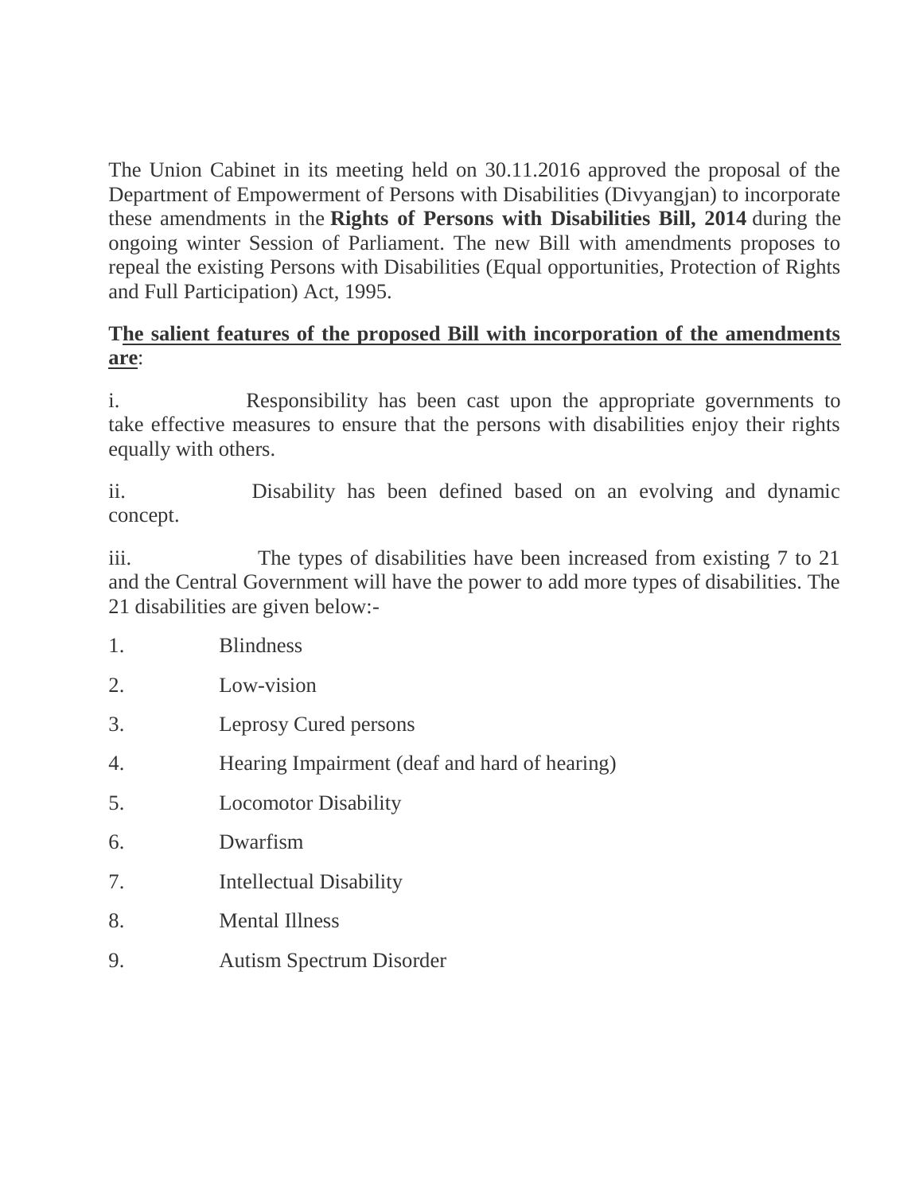The Union Cabinet in its meeting held on 30.11.2016 approved the proposal of the Department of Empowerment of Persons with Disabilities (Divyangjan) to incorporate these amendments in the **Rights of Persons with Disabilities Bill, 2014** during the ongoing winter Session of Parliament. The new Bill with amendments proposes to repeal the existing Persons with Disabilities (Equal opportunities, Protection of Rights and Full Participation) Act, 1995.

**The salient features of the proposed Bill with incorporation of the amendments are**:

i. Responsibility has been cast upon the appropriate governments to take effective measures to ensure that the persons with disabilities enjoy their rights equally with others.

ii. Disability has been defined based on an evolving and dynamic concept.

iii. The types of disabilities have been increased from existing 7 to 21 and the Central Government will have the power to add more types of disabilities. The 21 disabilities are given below:-

1. Blindness
2. Low-vision
3. Leprosy Cured persons
4. Hearing Impairment (deaf and hard of hearing)
5. Locomotor Disability
6. Dwarfism
7. Intellectual Disability
8. Mental Illness
9. Autism Spectrum Disorder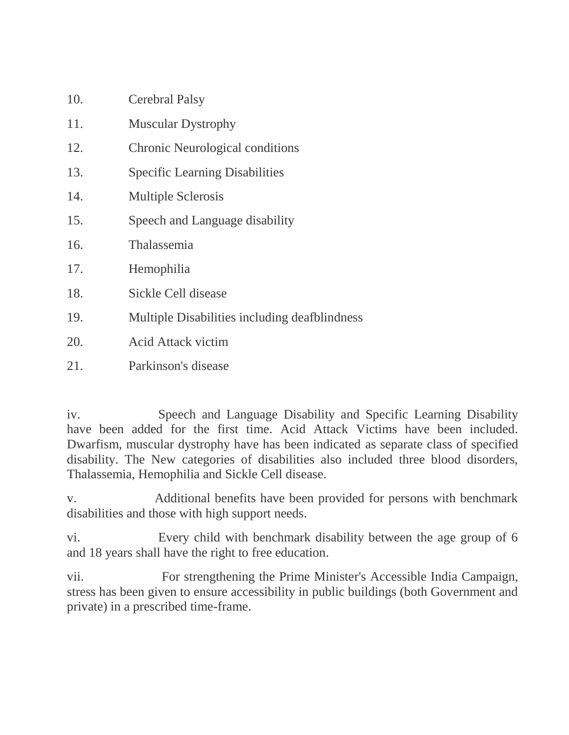10. Cerebral Palsy
11. Muscular Dystrophy
12. Chronic Neurological conditions
13. Specific Learning Disabilities
14. Multiple Sclerosis
15. Speech and Language disability
16. Thalassemia
17. Hemophilia
18. Sickle Cell disease
19. Multiple Disabilities including deafblindness
20. Acid Attack victim
21. Parkinson's disease

iv. Speech and Language Disability and Specific Learning Disability have been added for the first time. Acid Attack Victims have been included. Dwarfism, muscular dystrophy have has been indicated as separate class of specified disability. The New categories of disabilities also included three blood disorders, Thalassemia, Hemophilia and Sickle Cell disease.

v. Additional benefits have been provided for persons with benchmark disabilities and those with high support needs.

vi. Every child with benchmark disability between the age group of 6 and 18 years shall have the right to free education.

vii. For strengthening the Prime Minister's Accessible India Campaign, stress has been given to ensure accessibility in public buildings (both Government and private) in a prescribed time-frame.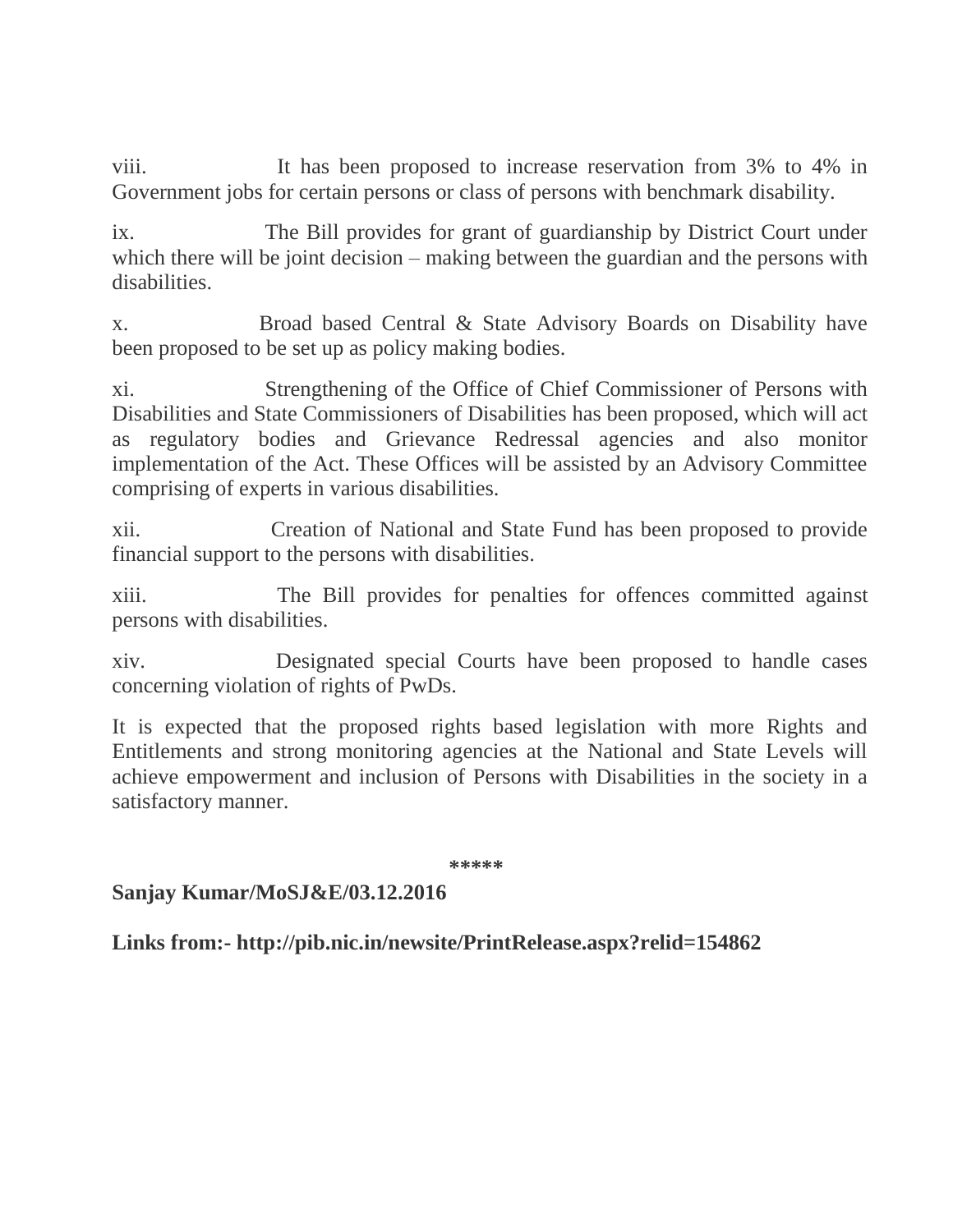viii. It has been proposed to increase reservation from 3% to 4% in Government jobs for certain persons or class of persons with benchmark disability.

ix. The Bill provides for grant of guardianship by District Court under which there will be joint decision – making between the guardian and the persons with disabilities.

x. Broad based Central & State Advisory Boards on Disability have been proposed to be set up as policy making bodies.

xi. Strengthening of the Office of Chief Commissioner of Persons with Disabilities and State Commissioners of Disabilities has been proposed, which will act as regulatory bodies and Grievance Redressal agencies and also monitor implementation of the Act. These Offices will be assisted by an Advisory Committee comprising of experts in various disabilities.

xii. Creation of National and State Fund has been proposed to provide financial support to the persons with disabilities.

xiii. The Bill provides for penalties for offences committed against persons with disabilities.

xiv. Designated special Courts have been proposed to handle cases concerning violation of rights of PwDs.

It is expected that the proposed rights based legislation with more Rights and Entitlements and strong monitoring agencies at the National and State Levels will achieve empowerment and inclusion of Persons with Disabilities in the society in a satisfactory manner.

*****

**Sanjay Kumar/MoSJ&E/03.12.2016**

**Links from:- http://pib.nic.in/newsite/PrintRelease.aspx?relid=154862**